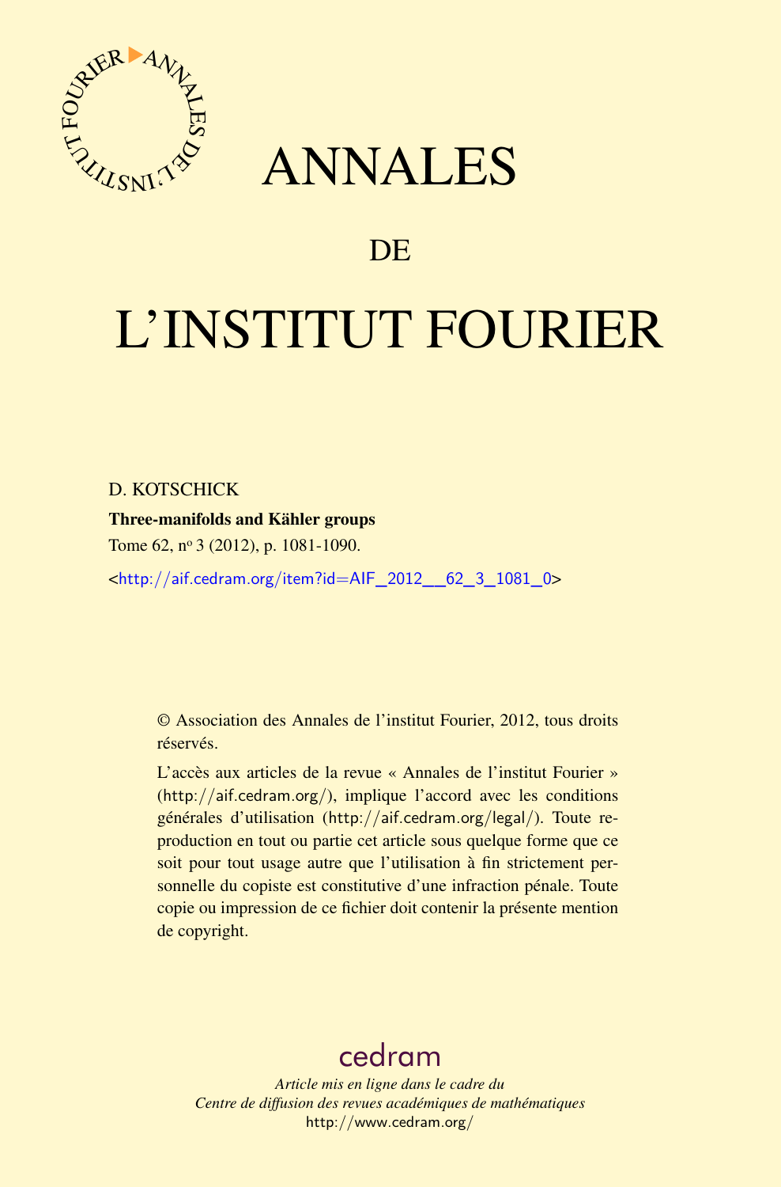# ANNALES

# DE

# L'INSTITUT FOURIER

D. KOTSCHICK

**Three-manifolds and Kähler groups**

Tome 62, nº 3 (2012), p. 1081-1090.

<http://aif.cedram.org/item?id=AIF_2012__62_3_1081_0>

© Association des Annales de l'institut Fourier, 2012, tous droits réservés.

L'accès aux articles de la revue « Annales de l'institut Fourier » (http://aif.cedram.org/), implique l'accord avec les conditions générales d'utilisation (http://aif.cedram.org/legal/). Toute reproduction en tout ou partie cet article sous quelque forme que ce soit pour tout usage autre que l'utilisation à fin strictement personnelle du copiste est constitutive d'une infraction pénale. Toute copie ou impression de ce fichier doit contenir la présente mention de copyright.

cedram

*Article mis en ligne dans le cadre du*
*Centre de diffusion des revues académiques de mathématiques*
http://www.cedram.org/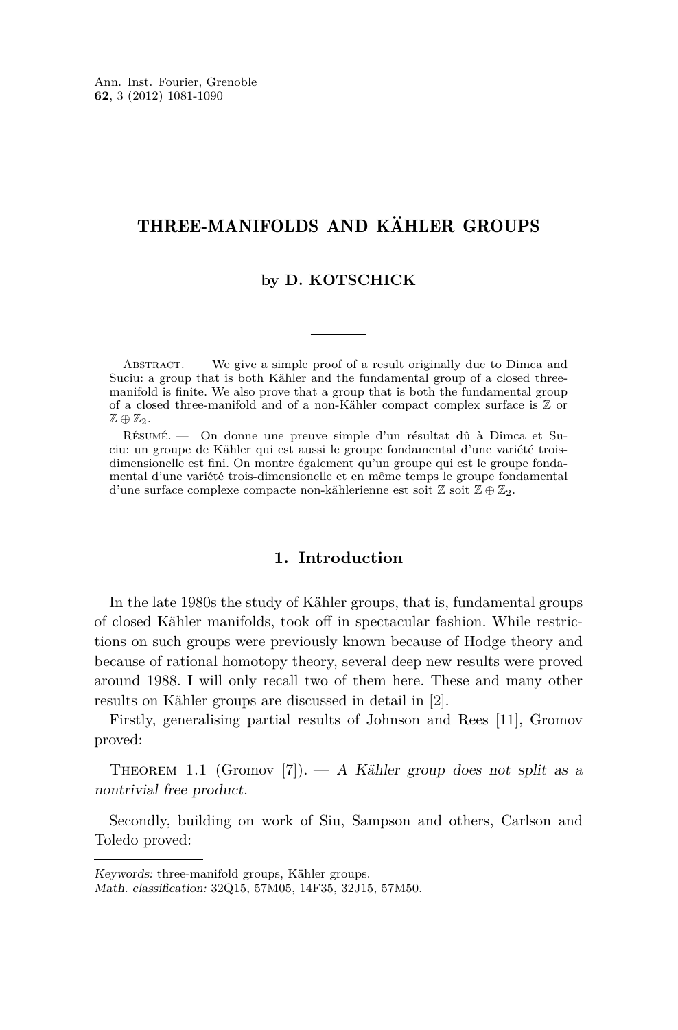# THREE-MANIFOLDS AND KÄHLER GROUPS

**by D. KOTSCHICK**

ABSTRACT. — We give a simple proof of a result originally due to Dimca and Suciu: a group that is both Kähler and the fundamental group of a closed three-manifold is finite. We also prove that a group that is both the fundamental group of a closed three-manifold and of a non-Kähler compact complex surface is $\mathbb{Z}$ or $\mathbb{Z} \oplus \mathbb{Z}_2$.

RÉSUMÉ. — On donne une preuve simple d'un résultat dû à Dimca et Suciu: un groupe de Kähler qui est aussi le groupe fondamental d'une variété trois-dimensionelle est fini. On montre également qu'un groupe qui est le groupe fondamental d'une variété trois-dimensionelle et en même temps le groupe fondamental d'une surface complexe compacte non-kählerienne est soit $\mathbb{Z}$ soit $\mathbb{Z} \oplus \mathbb{Z}_2$.

## 1. Introduction

In the late 1980s the study of Kähler groups, that is, fundamental groups of closed Kähler manifolds, took off in spectacular fashion. While restrictions on such groups were previously known because of Hodge theory and because of rational homotopy theory, several deep new results were proved around 1988. I will only recall two of them here. These and many other results on Kähler groups are discussed in detail in [2].

Firstly, generalising partial results of Johnson and Rees [11], Gromov proved:

THEOREM 1.1 (Gromov [7]). — *A Kähler group does not split as a nontrivial free product.*

Secondly, building on work of Siu, Sampson and others, Carlson and Toledo proved:

---

*Keywords:* three-manifold groups, Kähler groups.
*Math. classification:* 32Q15, 57M05, 14F35, 32J15, 57M50.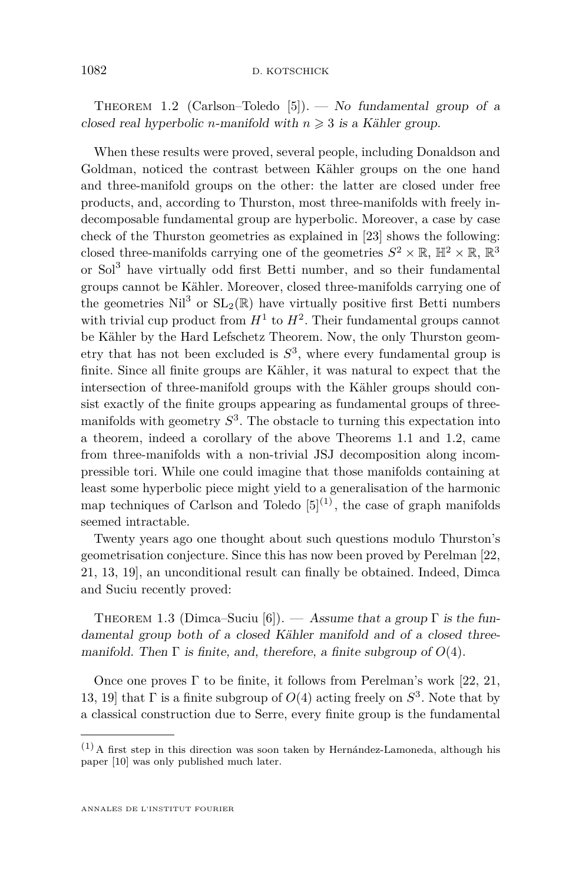Theorem 1.2 (Carlson–Toledo [5]). — *No fundamental group of a closed real hyperbolic $n$-manifold with $n \geqslant 3$ is a Kähler group.*

When these results were proved, several people, including Donaldson and Goldman, noticed the contrast between Kähler groups on the one hand and three-manifold groups on the other: the latter are closed under free products, and, according to Thurston, most three-manifolds with freely indecomposable fundamental group are hyperbolic. Moreover, a case by case check of the Thurston geometries as explained in [23] shows the following: closed three-manifolds carrying one of the geometries $S^2 \times \mathbb{R}$, $\mathbb{H}^2 \times \mathbb{R}$, $\mathbb{R}^3$ or $\mathrm{Sol}^3$ have virtually odd first Betti number, and so their fundamental groups cannot be Kähler. Moreover, closed three-manifolds carrying one of the geometries $\mathrm{Nil}^3$ or $\widetilde{\mathrm{SL}_2(\mathbb{R})}$ have virtually positive first Betti numbers with trivial cup product from $H^1$ to $H^2$. Their fundamental groups cannot be Kähler by the Hard Lefschetz Theorem. Now, the only Thurston geometry that has not been excluded is $S^3$, where every fundamental group is finite. Since all finite groups are Kähler, it was natural to expect that the intersection of three-manifold groups with the Kähler groups should consist exactly of the finite groups appearing as fundamental groups of three-manifolds with geometry $S^3$. The obstacle to turning this expectation into a theorem, indeed a corollary of the above Theorems 1.1 and 1.2, came from three-manifolds with a non-trivial JSJ decomposition along incompressible tori. While one could imagine that those manifolds containing at least some hyperbolic piece might yield to a generalisation of the harmonic map techniques of Carlson and Toledo [5][(1)], the case of graph manifolds seemed intractable.

Twenty years ago one thought about such questions modulo Thurston's geometrisation conjecture. Since this has now been proved by Perelman [22, 21, 13, 19], an unconditional result can finally be obtained. Indeed, Dimca and Suciu recently proved:

Theorem 1.3 (Dimca–Suciu [6]). — *Assume that a group $\Gamma$ is the fundamental group both of a closed Kähler manifold and of a closed three-manifold. Then $\Gamma$ is finite, and, therefore, a finite subgroup of $O(4)$.*

Once one proves $\Gamma$ to be finite, it follows from Perelman's work [22, 21, 13, 19] that $\Gamma$ is a finite subgroup of $O(4)$ acting freely on $S^3$. Note that by a classical construction due to Serre, every finite group is the fundamental

(1) A first step in this direction was soon taken by Hernández-Lamoneda, although his paper [10] was only published much later.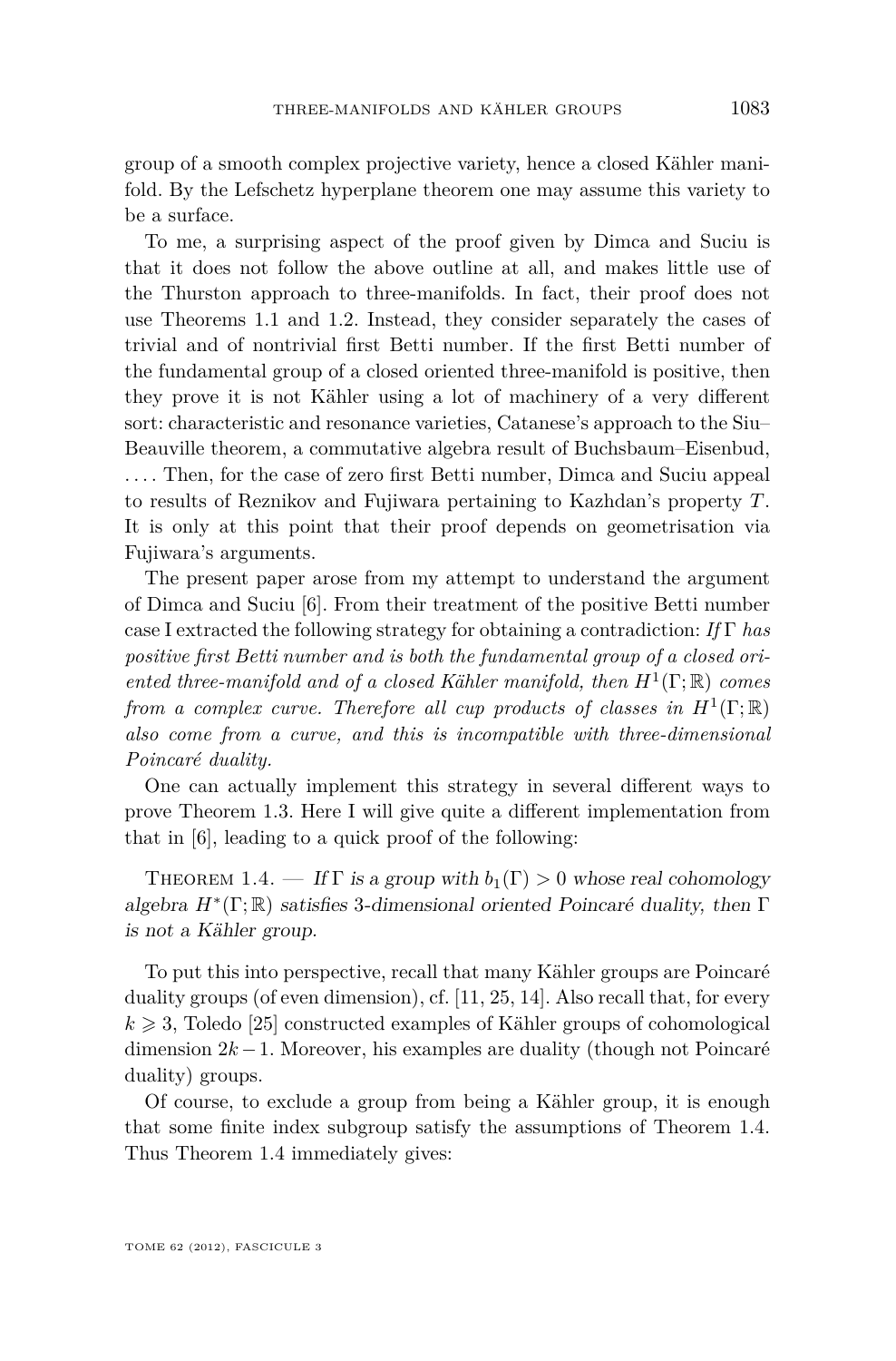group of a smooth complex projective variety, hence a closed Kähler manifold. By the Lefschetz hyperplane theorem one may assume this variety to be a surface.

To me, a surprising aspect of the proof given by Dimca and Suciu is that it does not follow the above outline at all, and makes little use of the Thurston approach to three-manifolds. In fact, their proof does not use Theorems 1.1 and 1.2. Instead, they consider separately the cases of trivial and of nontrivial first Betti number. If the first Betti number of the fundamental group of a closed oriented three-manifold is positive, then they prove it is not Kähler using a lot of machinery of a very different sort: characteristic and resonance varieties, Catanese's approach to the Siu–Beauville theorem, a commutative algebra result of Buchsbaum–Eisenbud, .... Then, for the case of zero first Betti number, Dimca and Suciu appeal to results of Reznikov and Fujiwara pertaining to Kazhdan's property $T$. It is only at this point that their proof depends on geometrisation via Fujiwara's arguments.

The present paper arose from my attempt to understand the argument of Dimca and Suciu [6]. From their treatment of the positive Betti number case I extracted the following strategy for obtaining a contradiction: *If $\Gamma$ has positive first Betti number and is both the fundamental group of a closed oriented three-manifold and of a closed Kähler manifold, then $H^1(\Gamma;\mathbb{R})$ comes from a complex curve. Therefore all cup products of classes in $H^1(\Gamma;\mathbb{R})$ also come from a curve, and this is incompatible with three-dimensional Poincaré duality.*

One can actually implement this strategy in several different ways to prove Theorem 1.3. Here I will give quite a different implementation from that in [6], leading to a quick proof of the following:

Theorem 1.4. — *If $\Gamma$ is a group with $b_1(\Gamma) > 0$ whose real cohomology algebra $H^*(\Gamma;\mathbb{R})$ satisfies 3-dimensional oriented Poincaré duality, then $\Gamma$ is not a Kähler group.*

To put this into perspective, recall that many Kähler groups are Poincaré duality groups (of even dimension), cf. [11, 25, 14]. Also recall that, for every $k \geqslant 3$, Toledo [25] constructed examples of Kähler groups of cohomological dimension $2k-1$. Moreover, his examples are duality (though not Poincaré duality) groups.

Of course, to exclude a group from being a Kähler group, it is enough that some finite index subgroup satisfy the assumptions of Theorem 1.4. Thus Theorem 1.4 immediately gives: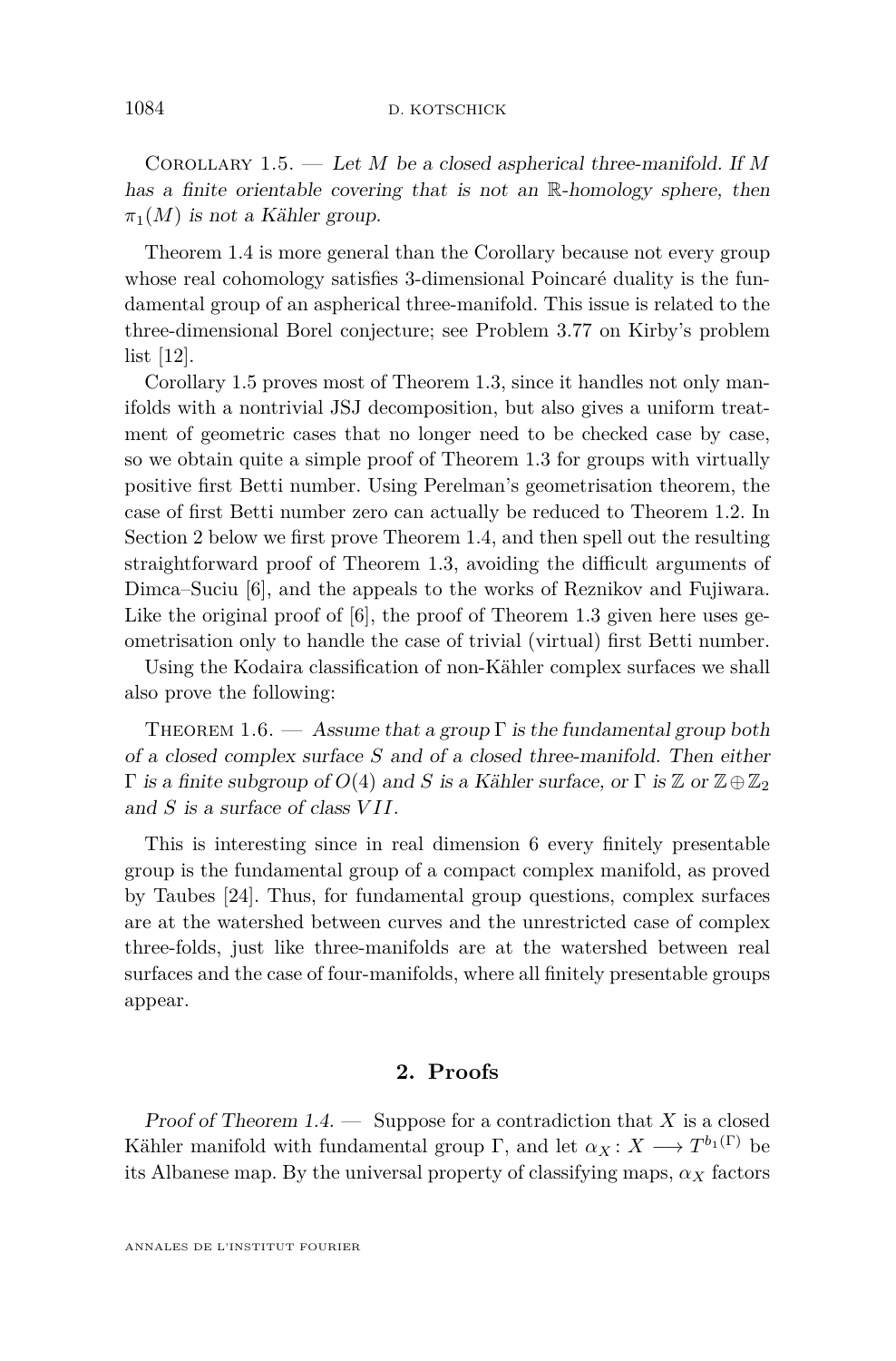Corollary 1.5. — *Let $M$ be a closed aspherical three-manifold. If $M$ has a finite orientable covering that is not an $\mathbb{R}$-homology sphere, then $\pi_1(M)$ is not a Kähler group.*

Theorem 1.4 is more general than the Corollary because not every group whose real cohomology satisfies 3-dimensional Poincaré duality is the fundamental group of an aspherical three-manifold. This issue is related to the three-dimensional Borel conjecture; see Problem 3.77 on Kirby's problem list [12].

Corollary 1.5 proves most of Theorem 1.3, since it handles not only manifolds with a nontrivial JSJ decomposition, but also gives a uniform treatment of geometric cases that no longer need to be checked case by case, so we obtain quite a simple proof of Theorem 1.3 for groups with virtually positive first Betti number. Using Perelman's geometrisation theorem, the case of first Betti number zero can actually be reduced to Theorem 1.2. In Section 2 below we first prove Theorem 1.4, and then spell out the resulting straightforward proof of Theorem 1.3, avoiding the difficult arguments of Dimca–Suciu [6], and the appeals to the works of Reznikov and Fujiwara. Like the original proof of [6], the proof of Theorem 1.3 given here uses geometrisation only to handle the case of trivial (virtual) first Betti number.

Using the Kodaira classification of non-Kähler complex surfaces we shall also prove the following:

Theorem 1.6. — *Assume that a group $\Gamma$ is the fundamental group both of a closed complex surface $S$ and of a closed three-manifold. Then either $\Gamma$ is a finite subgroup of $O(4)$ and $S$ is a Kähler surface, or $\Gamma$ is $\mathbb{Z}$ or $\mathbb{Z}\oplus\mathbb{Z}_2$ and $S$ is a surface of class $VII$.*

This is interesting since in real dimension 6 every finitely presentable group is the fundamental group of a compact complex manifold, as proved by Taubes [24]. Thus, for fundamental group questions, complex surfaces are at the watershed between curves and the unrestricted case of complex three-folds, just like three-manifolds are at the watershed between real surfaces and the case of four-manifolds, where all finitely presentable groups appear.

## 2. Proofs

*Proof of Theorem 1.4.* — Suppose for a contradiction that $X$ is a closed Kähler manifold with fundamental group $\Gamma$, and let $\alpha_X\colon X \longrightarrow T^{b_1(\Gamma)}$ be its Albanese map. By the universal property of classifying maps, $\alpha_X$ factors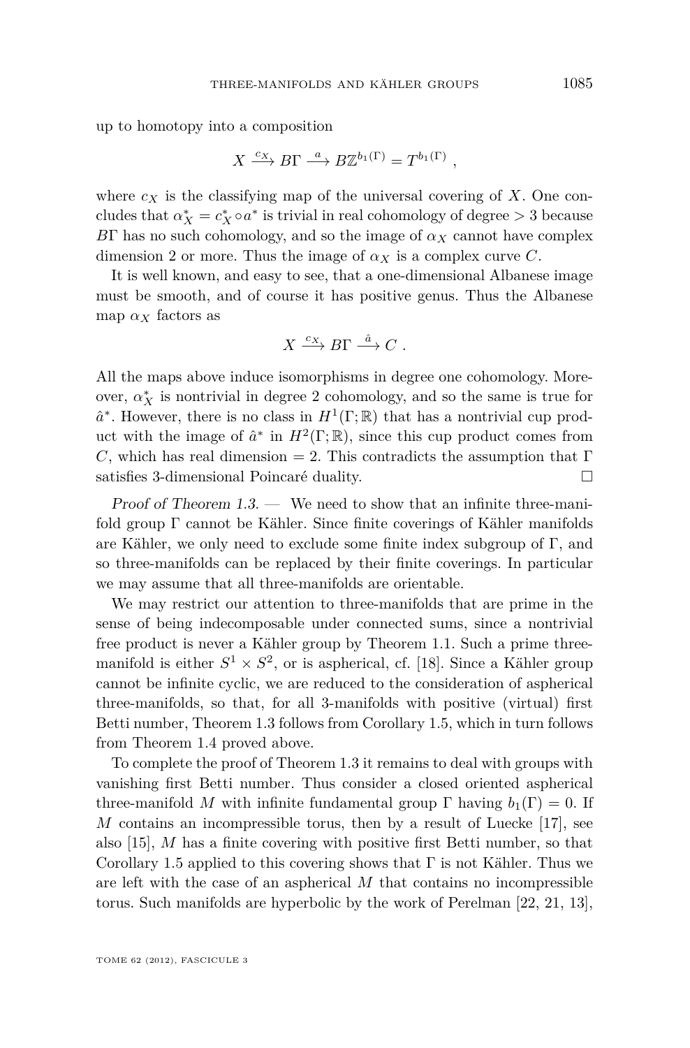up to homotopy into a composition

$$X \xrightarrow{c_X} B\Gamma \xrightarrow{a} B\mathbb{Z}^{b_1(\Gamma)} = T^{b_1(\Gamma)} ,$$

where $c_X$ is the classifying map of the universal covering of $X$. One concludes that $\alpha_X^* = c_X^* \circ a^*$ is trivial in real cohomology of degree $> 3$ because $B\Gamma$ has no such cohomology, and so the image of $\alpha_X$ cannot have complex dimension 2 or more. Thus the image of $\alpha_X$ is a complex curve $C$.

It is well known, and easy to see, that a one-dimensional Albanese image must be smooth, and of course it has positive genus. Thus the Albanese map $\alpha_X$ factors as

$$X \xrightarrow{c_X} B\Gamma \xrightarrow{\hat{a}} C .$$

All the maps above induce isomorphisms in degree one cohomology. Moreover, $\alpha_X^*$ is nontrivial in degree 2 cohomology, and so the same is true for $\hat{a}^*$. However, there is no class in $H^1(\Gamma;\mathbb{R})$ that has a nontrivial cup product with the image of $\hat{a}^*$ in $H^2(\Gamma;\mathbb{R})$, since this cup product comes from $C$, which has real dimension $= 2$. This contradicts the assumption that $\Gamma$ satisfies 3-dimensional Poincaré duality. □

*Proof of Theorem 1.3.* — We need to show that an infinite three-manifold group $\Gamma$ cannot be Kähler. Since finite coverings of Kähler manifolds are Kähler, we only need to exclude some finite index subgroup of $\Gamma$, and so three-manifolds can be replaced by their finite coverings. In particular we may assume that all three-manifolds are orientable.

We may restrict our attention to three-manifolds that are prime in the sense of being indecomposable under connected sums, since a nontrivial free product is never a Kähler group by Theorem 1.1. Such a prime three-manifold is either $S^1 \times S^2$, or is aspherical, cf. [18]. Since a Kähler group cannot be infinite cyclic, we are reduced to the consideration of aspherical three-manifolds, so that, for all 3-manifolds with positive (virtual) first Betti number, Theorem 1.3 follows from Corollary 1.5, which in turn follows from Theorem 1.4 proved above.

To complete the proof of Theorem 1.3 it remains to deal with groups with vanishing first Betti number. Thus consider a closed oriented aspherical three-manifold $M$ with infinite fundamental group $\Gamma$ having $b_1(\Gamma) = 0$. If $M$ contains an incompressible torus, then by a result of Luecke [17], see also [15], $M$ has a finite covering with positive first Betti number, so that Corollary 1.5 applied to this covering shows that $\Gamma$ is not Kähler. Thus we are left with the case of an aspherical $M$ that contains no incompressible torus. Such manifolds are hyperbolic by the work of Perelman [22, 21, 13],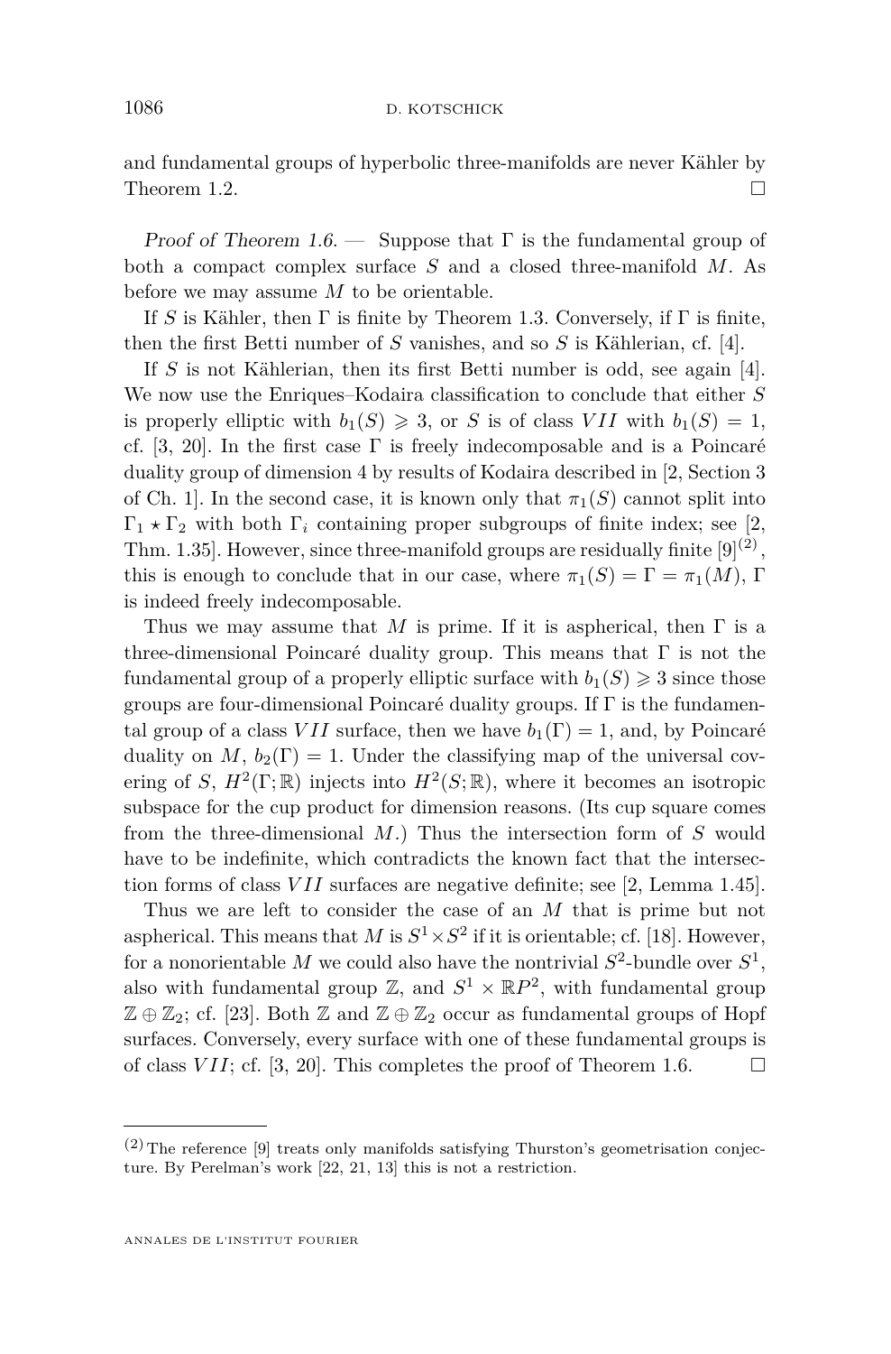and fundamental groups of hyperbolic three-manifolds are never Kähler by Theorem 1.2. □

*Proof of Theorem 1.6.* — Suppose that $\Gamma$ is the fundamental group of both a compact complex surface $S$ and a closed three-manifold $M$. As before we may assume $M$ to be orientable.

If $S$ is Kähler, then $\Gamma$ is finite by Theorem 1.3. Conversely, if $\Gamma$ is finite, then the first Betti number of $S$ vanishes, and so $S$ is Kählerian, cf. [4].

If $S$ is not Kählerian, then its first Betti number is odd, see again [4]. We now use the Enriques–Kodaira classification to conclude that either $S$ is properly elliptic with $b_1(S) \geqslant 3$, or $S$ is of class $VII$ with $b_1(S) = 1$, cf. [3, 20]. In the first case $\Gamma$ is freely indecomposable and is a Poincaré duality group of dimension 4 by results of Kodaira described in [2, Section 3 of Ch. 1]. In the second case, it is known only that $\pi_1(S)$ cannot split into $\Gamma_1 \star \Gamma_2$ with both $\Gamma_i$ containing proper subgroups of finite index; see [2, Thm. 1.35]. However, since three-manifold groups are residually finite [9][2], this is enough to conclude that in our case, where $\pi_1(S) = \Gamma = \pi_1(M)$, $\Gamma$ is indeed freely indecomposable.

Thus we may assume that $M$ is prime. If it is aspherical, then $\Gamma$ is a three-dimensional Poincaré duality group. This means that $\Gamma$ is not the fundamental group of a properly elliptic surface with $b_1(S) \geqslant 3$ since those groups are four-dimensional Poincaré duality groups. If $\Gamma$ is the fundamental group of a class $VII$ surface, then we have $b_1(\Gamma) = 1$, and, by Poincaré duality on $M$, $b_2(\Gamma) = 1$. Under the classifying map of the universal covering of $S$, $H^2(\Gamma;\mathbb{R})$ injects into $H^2(S;\mathbb{R})$, where it becomes an isotropic subspace for the cup product for dimension reasons. (Its cup square comes from the three-dimensional $M$.) Thus the intersection form of $S$ would have to be indefinite, which contradicts the known fact that the intersection forms of class $VII$ surfaces are negative definite; see [2, Lemma 1.45].

Thus we are left to consider the case of an $M$ that is prime but not aspherical. This means that $M$ is $S^1 \times S^2$ if it is orientable; cf. [18]. However, for a nonorientable $M$ we could also have the nontrivial $S^2$-bundle over $S^1$, also with fundamental group $\mathbb{Z}$, and $S^1 \times \mathbb{R}P^2$, with fundamental group $\mathbb{Z} \oplus \mathbb{Z}_2$; cf. [23]. Both $\mathbb{Z}$ and $\mathbb{Z} \oplus \mathbb{Z}_2$ occur as fundamental groups of Hopf surfaces. Conversely, every surface with one of these fundamental groups is of class $VII$; cf. [3, 20]. This completes the proof of Theorem 1.6. □

---

[2] The reference [9] treats only manifolds satisfying Thurston's geometrisation conjecture. By Perelman's work [22, 21, 13] this is not a restriction.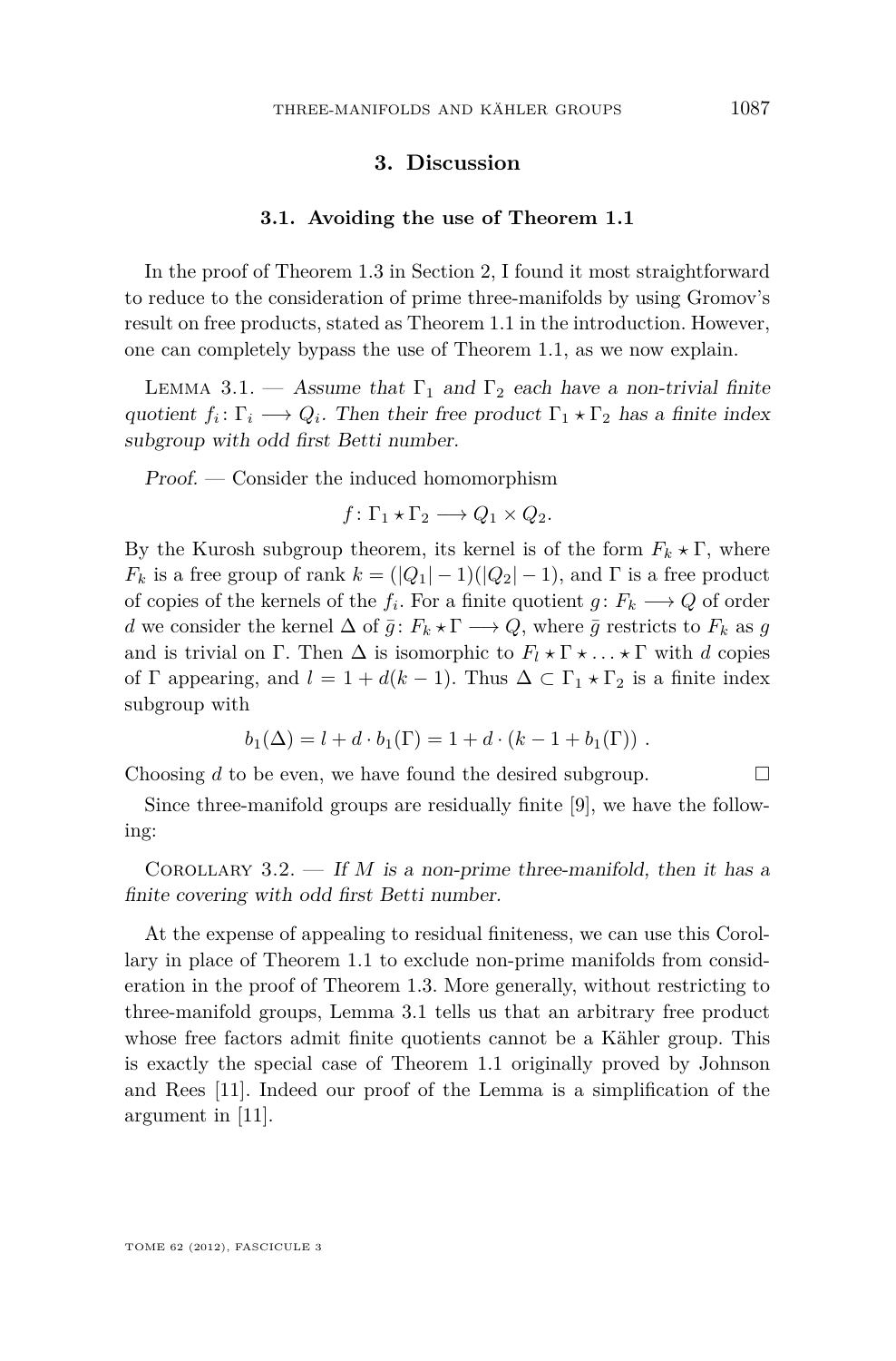## 3. Discussion

### 3.1. Avoiding the use of Theorem 1.1

In the proof of Theorem 1.3 in Section 2, I found it most straightforward to reduce to the consideration of prime three-manifolds by using Gromov's result on free products, stated as Theorem 1.1 in the introduction. However, one can completely bypass the use of Theorem 1.1, as we now explain.

Lemma 3.1. — *Assume that $\Gamma_1$ and $\Gamma_2$ each have a non-trivial finite quotient $f_i\colon \Gamma_i \longrightarrow Q_i$. Then their free product $\Gamma_1 \star \Gamma_2$ has a finite index subgroup with odd first Betti number.*

*Proof.* — Consider the induced homomorphism

$$f\colon \Gamma_1 \star \Gamma_2 \longrightarrow Q_1 \times Q_2.$$

By the Kurosh subgroup theorem, its kernel is of the form $F_k \star \Gamma$, where $F_k$ is a free group of rank $k = (|Q_1| - 1)(|Q_2| - 1)$, and $\Gamma$ is a free product of copies of the kernels of the $f_i$. For a finite quotient $g\colon F_k \longrightarrow Q$ of order $d$ we consider the kernel $\Delta$ of $\bar{g}\colon F_k \star \Gamma \longrightarrow Q$, where $\bar{g}$ restricts to $F_k$ as $g$ and is trivial on $\Gamma$. Then $\Delta$ is isomorphic to $F_l \star \Gamma \star \ldots \star \Gamma$ with $d$ copies of $\Gamma$ appearing, and $l = 1 + d(k-1)$. Thus $\Delta \subset \Gamma_1 \star \Gamma_2$ is a finite index subgroup with

$$b_1(\Delta) = l + d \cdot b_1(\Gamma) = 1 + d \cdot (k - 1 + b_1(\Gamma)) \ .$$

Choosing $d$ to be even, we have found the desired subgroup. ☐

Since three-manifold groups are residually finite [9], we have the following:

Corollary 3.2. — *If $M$ is a non-prime three-manifold, then it has a finite covering with odd first Betti number.*

At the expense of appealing to residual finiteness, we can use this Corollary in place of Theorem 1.1 to exclude non-prime manifolds from consideration in the proof of Theorem 1.3. More generally, without restricting to three-manifold groups, Lemma 3.1 tells us that an arbitrary free product whose free factors admit finite quotients cannot be a Kähler group. This is exactly the special case of Theorem 1.1 originally proved by Johnson and Rees [11]. Indeed our proof of the Lemma is a simplification of the argument in [11].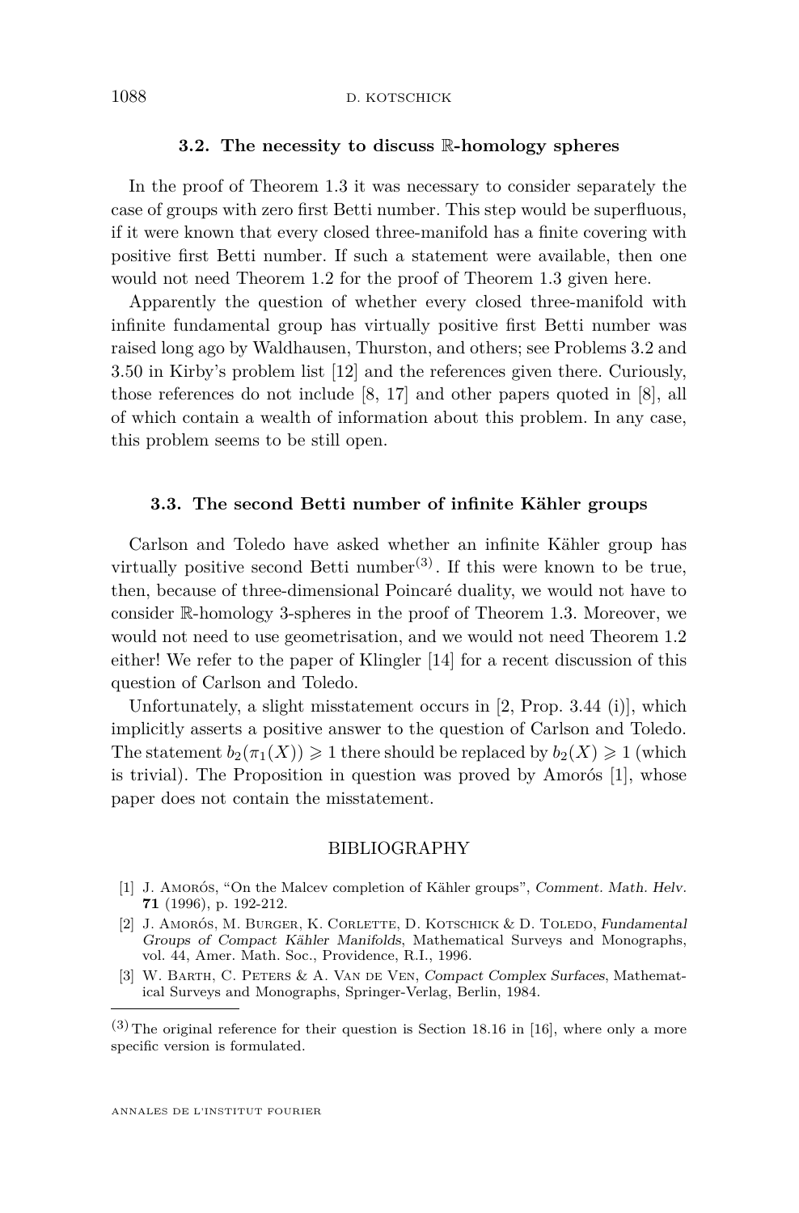### 3.2. The necessity to discuss $\mathbb{R}$-homology spheres

In the proof of Theorem 1.3 it was necessary to consider separately the case of groups with zero first Betti number. This step would be superfluous, if it were known that every closed three-manifold has a finite covering with positive first Betti number. If such a statement were available, then one would not need Theorem 1.2 for the proof of Theorem 1.3 given here.

Apparently the question of whether every closed three-manifold with infinite fundamental group has virtually positive first Betti number was raised long ago by Waldhausen, Thurston, and others; see Problems 3.2 and 3.50 in Kirby's problem list [12] and the references given there. Curiously, those references do not include [8, 17] and other papers quoted in [8], all of which contain a wealth of information about this problem. In any case, this problem seems to be still open.

### 3.3. The second Betti number of infinite Kähler groups

Carlson and Toledo have asked whether an infinite Kähler group has virtually positive second Betti number[(3)]. If this were known to be true, then, because of three-dimensional Poincaré duality, we would not have to consider $\mathbb{R}$-homology 3-spheres in the proof of Theorem 1.3. Moreover, we would not need to use geometrisation, and we would not need Theorem 1.2 either! We refer to the paper of Klingler [14] for a recent discussion of this question of Carlson and Toledo.

Unfortunately, a slight misstatement occurs in [2, Prop. 3.44 (i)], which implicitly asserts a positive answer to the question of Carlson and Toledo. The statement $b_2(\pi_1(X)) \geqslant 1$ there should be replaced by $b_2(X) \geqslant 1$ (which is trivial). The Proposition in question was proved by Amorós [1], whose paper does not contain the misstatement.

## BIBLIOGRAPHY

[1] J. Amorós, "On the Malcev completion of Kähler groups", *Comment. Math. Helv.* **71** (1996), p. 192-212.

[2] J. Amorós, M. Burger, K. Corlette, D. Kotschick & D. Toledo, *Fundamental Groups of Compact Kähler Manifolds*, Mathematical Surveys and Monographs, vol. 44, Amer. Math. Soc., Providence, R.I., 1996.

[3] W. Barth, C. Peters & A. Van de Ven, *Compact Complex Surfaces*, Mathematical Surveys and Monographs, Springer-Verlag, Berlin, 1984.

(3) The original reference for their question is Section 18.16 in [16], where only a more specific version is formulated.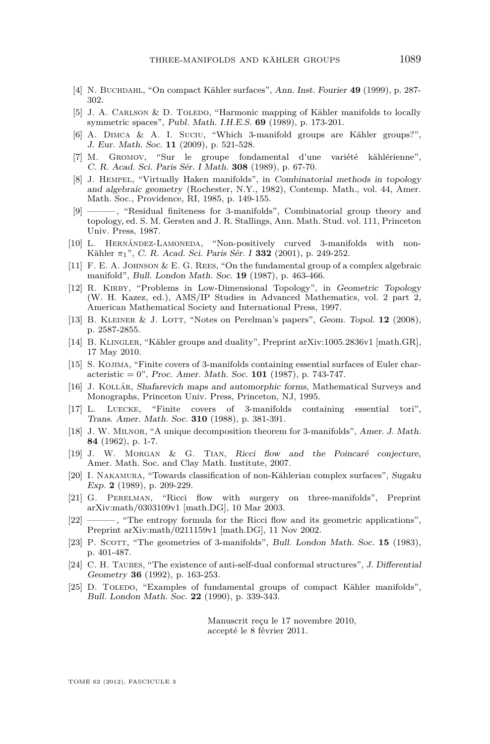[4] N. Buchdahl, "On compact Kähler surfaces", *Ann. Inst. Fourier* **49** (1999), p. 287-302.

[5] J. A. Carlson & D. Toledo, "Harmonic mapping of Kähler manifolds to locally symmetric spaces", *Publ. Math. I.H.E.S.* **69** (1989), p. 173-201.

[6] A. Dimca & A. I. Suciu, "Which 3-manifold groups are Kähler groups?", *J. Eur. Math. Soc.* **11** (2009), p. 521-528.

[7] M. Gromov, "Sur le groupe fondamental d'une variété kählérienne", *C. R. Acad. Sci. Paris Sér. I Math.* **308** (1989), p. 67-70.

[8] J. Hempel, "Virtually Haken manifolds", in *Combinatorial methods in topology and algebraic geometry* (Rochester, N.Y., 1982), Contemp. Math., vol. 44, Amer. Math. Soc., Providence, RI, 1985, p. 149-155.

[9] ———, "Residual finiteness for 3-manifolds", Combinatorial group theory and topology, ed. S. M. Gersten and J. R. Stallings, Ann. Math. Stud. vol. 111, Princeton Univ. Press, 1987.

[10] L. Hernández-Lamoneda, "Non-positively curved 3-manifolds with non-Kähler $\pi_1$", *C. R. Acad. Sci. Paris Sér. I* **332** (2001), p. 249-252.

[11] F. E. A. Johnson & E. G. Rees, "On the fundamental group of a complex algebraic manifold", *Bull. London Math. Soc.* **19** (1987), p. 463-466.

[12] R. Kirby, "Problems in Low-Dimensional Topology", in *Geometric Topology* (W. H. Kazez, ed.), AMS/IP Studies in Advanced Mathematics, vol. 2 part 2, American Mathematical Society and International Press, 1997.

[13] B. Kleiner & J. Lott, "Notes on Perelman's papers", *Geom. Topol.* **12** (2008), p. 2587-2855.

[14] B. Klingler, "Kähler groups and duality", Preprint arXiv:1005.2836v1 [math.GR], 17 May 2010.

[15] S. Kojima, "Finite covers of 3-manifolds containing essential surfaces of Euler characteristic = 0", *Proc. Amer. Math. Soc.* **101** (1987), p. 743-747.

[16] J. Kollár, *Shafarevich maps and automorphic forms*, Mathematical Surveys and Monographs, Princeton Univ. Press, Princeton, NJ, 1995.

[17] L. Luecke, "Finite covers of 3-manifolds containing essential tori", *Trans. Amer. Math. Soc.* **310** (1988), p. 381-391.

[18] J. W. Milnor, "A unique decomposition theorem for 3-manifolds", *Amer. J. Math.* **84** (1962), p. 1-7.

[19] J. W. Morgan & G. Tian, *Ricci flow and the Poincaré conjecture*, Amer. Math. Soc. and Clay Math. Institute, 2007.

[20] I. Nakamura, "Towards classification of non-Kählerian complex surfaces", *Sugaku Exp.* **2** (1989), p. 209-229.

[21] G. Perelman, "Ricci flow with surgery on three-manifolds", Preprint arXiv:math/0303109v1 [math.DG], 10 Mar 2003.

[22] ———, "The entropy formula for the Ricci flow and its geometric applications", Preprint arXiv:math/0211159v1 [math.DG], 11 Nov 2002.

[23] P. Scott, "The geometries of 3-manifolds", *Bull. London Math. Soc.* **15** (1983), p. 401-487.

[24] C. H. Taubes, "The existence of anti-self-dual conformal structures", *J. Differential Geometry* **36** (1992), p. 163-253.

[25] D. Toledo, "Examples of fundamental groups of compact Kähler manifolds", *Bull. London Math. Soc.* **22** (1990), p. 339-343.

Manuscrit reçu le 17 novembre 2010,
accepté le 8 février 2011.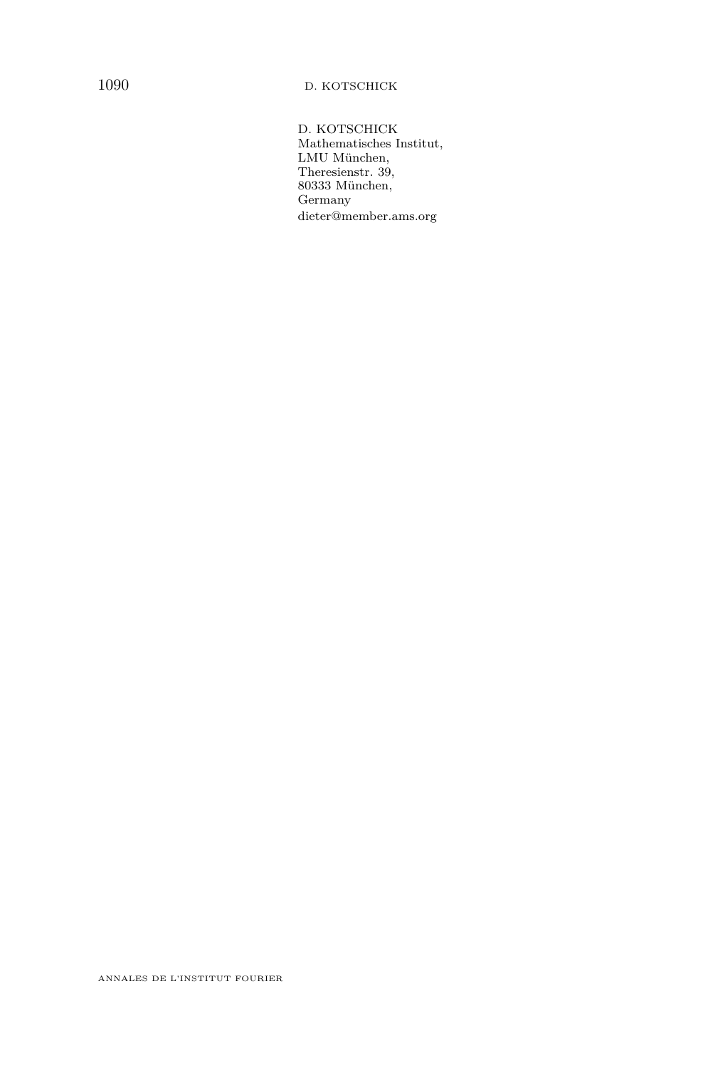D. KOTSCHICK
Mathematisches Institut,
LMU München,
Theresienstr. 39,
80333 München,
Germany
dieter@member.ams.org